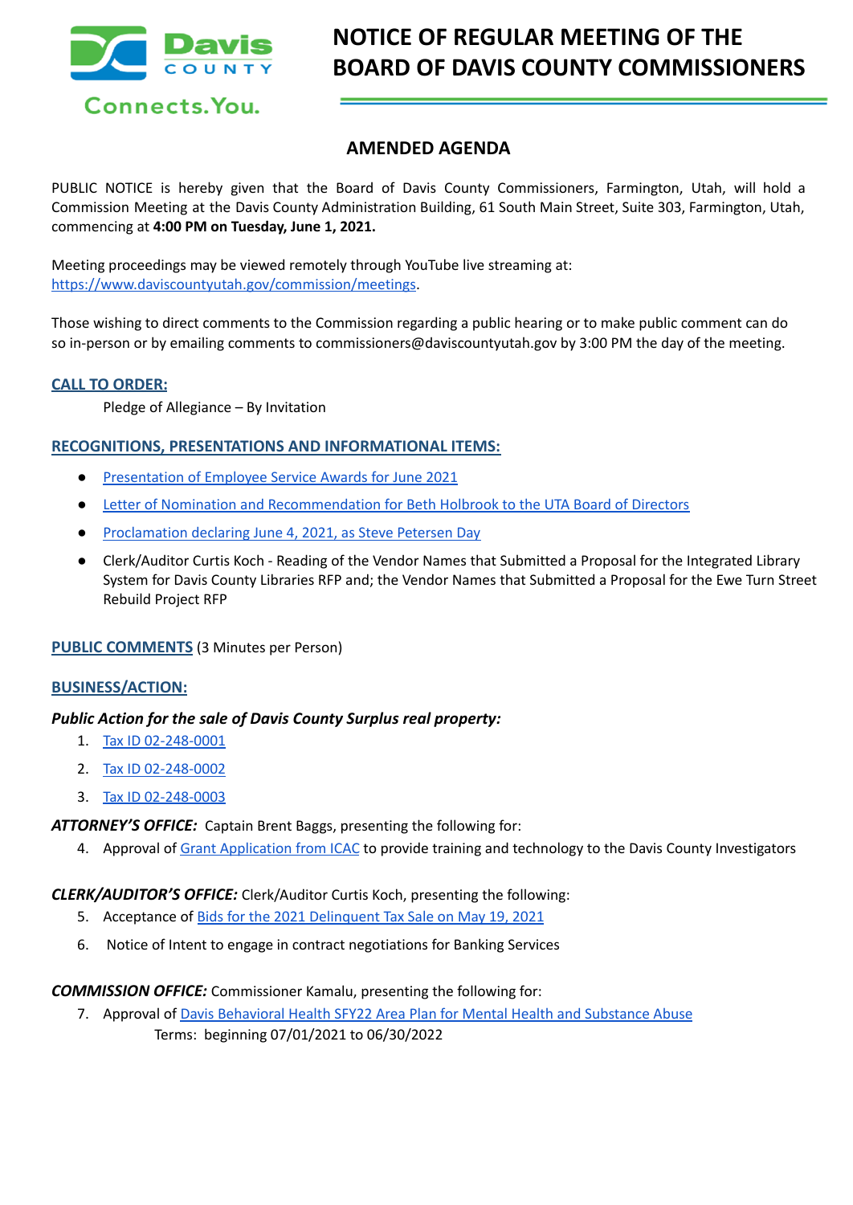Davis COUNTY

Connects.You.

# NOTICE OF REGULAR MEETING OF THE BOARD OF DAVIS COUNTY COMMISSIONERS

## AMENDED AGENDA

PUBLIC NOTICE is hereby given that the Board of Davis County Commissioners, Farmington, Utah, will hold a Commission Meeting at the Davis County Administration Building, 61 South Main Street, Suite 303, Farmington, Utah, commencing at **4:00 PM on Tuesday, June 1, 2021.**

Meeting proceedings may be viewed remotely through YouTube live streaming at: https://www.daviscountyutah.gov/commission/meetings.

Those wishing to direct comments to the Commission regarding a public hearing or to make public comment can do so in-person or by emailing comments to commissioners@daviscountyutah.gov by 3:00 PM the day of the meeting.

### CALL TO ORDER:

Pledge of Allegiance – By Invitation

### RECOGNITIONS, PRESENTATIONS AND INFORMATIONAL ITEMS:

- Presentation of Employee Service Awards for June 2021
- Letter of Nomination and Recommendation for Beth Holbrook to the UTA Board of Directors
- Proclamation declaring June 4, 2021, as Steve Petersen Day
- Clerk/Auditor Curtis Koch - Reading of the Vendor Names that Submitted a Proposal for the Integrated Library System for Davis County Libraries RFP and; the Vendor Names that Submitted a Proposal for the Ewe Turn Street Rebuild Project RFP

### PUBLIC COMMENTS (3 Minutes per Person)

### BUSINESS/ACTION:

***Public Action for the sale of Davis County Surplus real property:***

1. Tax ID 02-248-0001
2. Tax ID 02-248-0002
3. Tax ID 02-248-0003

***ATTORNEY'S OFFICE:*** Captain Brent Baggs, presenting the following for:

4. Approval of Grant Application from ICAC to provide training and technology to the Davis County Investigators

***CLERK/AUDITOR'S OFFICE:*** Clerk/Auditor Curtis Koch, presenting the following:

5. Acceptance of Bids for the 2021 Delinquent Tax Sale on May 19, 2021
6. Notice of Intent to engage in contract negotiations for Banking Services

***COMMISSION OFFICE:*** Commissioner Kamalu, presenting the following for:

7. Approval of Davis Behavioral Health SFY22 Area Plan for Mental Health and Substance Abuse
   Terms: beginning 07/01/2021 to 06/30/2022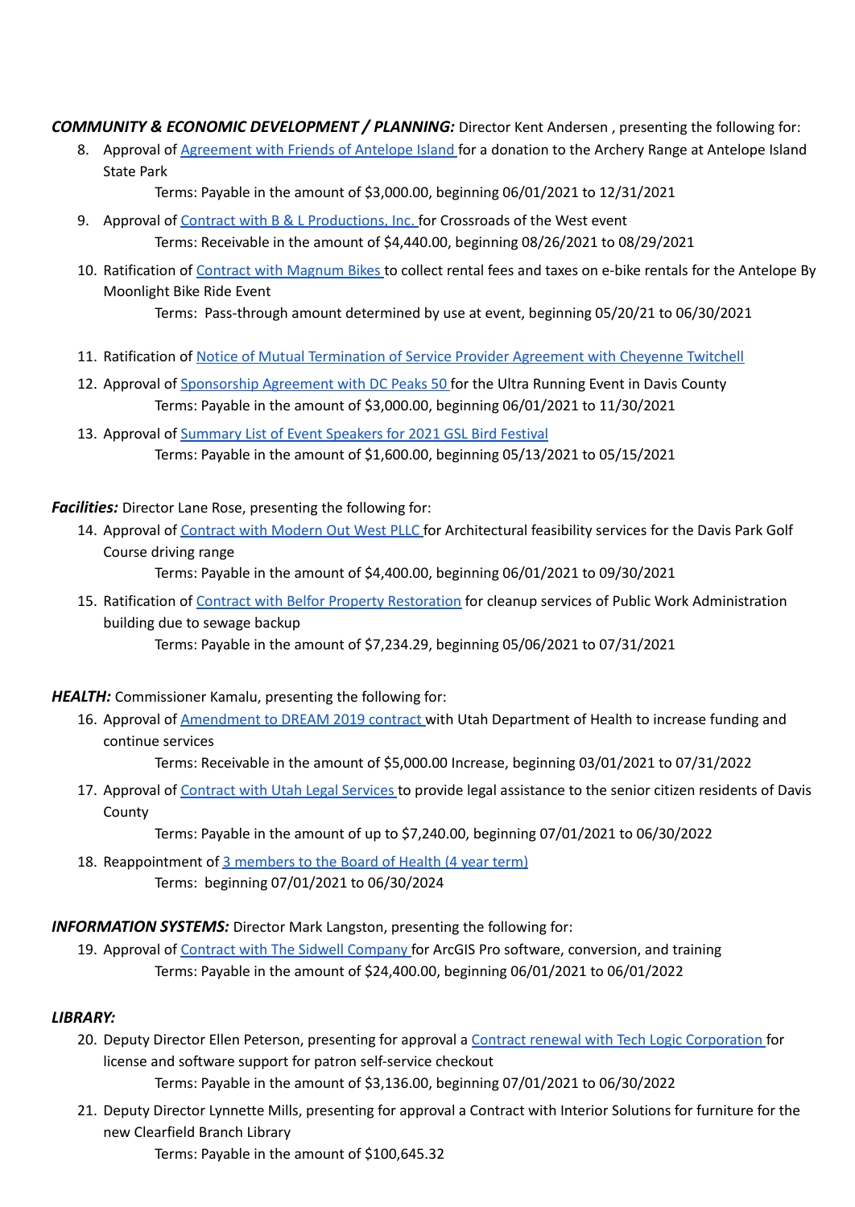***COMMUNITY & ECONOMIC DEVELOPMENT / PLANNING:*** Director Kent Andersen , presenting the following for:

8. Approval of Agreement with Friends of Antelope Island for a donation to the Archery Range at Antelope Island State Park

   Terms: Payable in the amount of $3,000.00, beginning 06/01/2021 to 12/31/2021

9. Approval of Contract with B & L Productions, Inc. for Crossroads of the West event

   Terms: Receivable in the amount of $4,440.00, beginning 08/26/2021 to 08/29/2021

10. Ratification of Contract with Magnum Bikes to collect rental fees and taxes on e-bike rentals for the Antelope By Moonlight Bike Ride Event

    Terms: Pass-through amount determined by use at event, beginning 05/20/21 to 06/30/2021

11. Ratification of Notice of Mutual Termination of Service Provider Agreement with Cheyenne Twitchell

12. Approval of Sponsorship Agreement with DC Peaks 50 for the Ultra Running Event in Davis County

    Terms: Payable in the amount of $3,000.00, beginning 06/01/2021 to 11/30/2021

13. Approval of Summary List of Event Speakers for 2021 GSL Bird Festival

    Terms: Payable in the amount of $1,600.00, beginning 05/13/2021 to 05/15/2021

***Facilities:*** Director Lane Rose, presenting the following for:

14. Approval of Contract with Modern Out West PLLC for Architectural feasibility services for the Davis Park Golf Course driving range

    Terms: Payable in the amount of $4,400.00, beginning 06/01/2021 to 09/30/2021

15. Ratification of Contract with Belfor Property Restoration for cleanup services of Public Work Administration building due to sewage backup

    Terms: Payable in the amount of $7,234.29, beginning 05/06/2021 to 07/31/2021

***HEALTH:*** Commissioner Kamalu, presenting the following for:

16. Approval of Amendment to DREAM 2019 contract with Utah Department of Health to increase funding and continue services

    Terms: Receivable in the amount of $5,000.00 Increase, beginning 03/01/2021 to 07/31/2022

17. Approval of Contract with Utah Legal Services to provide legal assistance to the senior citizen residents of Davis County

    Terms: Payable in the amount of up to $7,240.00, beginning 07/01/2021 to 06/30/2022

18. Reappointment of 3 members to the Board of Health (4 year term)

    Terms: beginning 07/01/2021 to 06/30/2024

***INFORMATION SYSTEMS:*** Director Mark Langston, presenting the following for:

19. Approval of Contract with The Sidwell Company for ArcGIS Pro software, conversion, and training

    Terms: Payable in the amount of $24,400.00, beginning 06/01/2021 to 06/01/2022

***LIBRARY:***

20. Deputy Director Ellen Peterson, presenting for approval a Contract renewal with Tech Logic Corporation for license and software support for patron self-service checkout

    Terms: Payable in the amount of $3,136.00, beginning 07/01/2021 to 06/30/2022

21. Deputy Director Lynnette Mills, presenting for approval a Contract with Interior Solutions for furniture for the new Clearfield Branch Library

    Terms: Payable in the amount of $100,645.32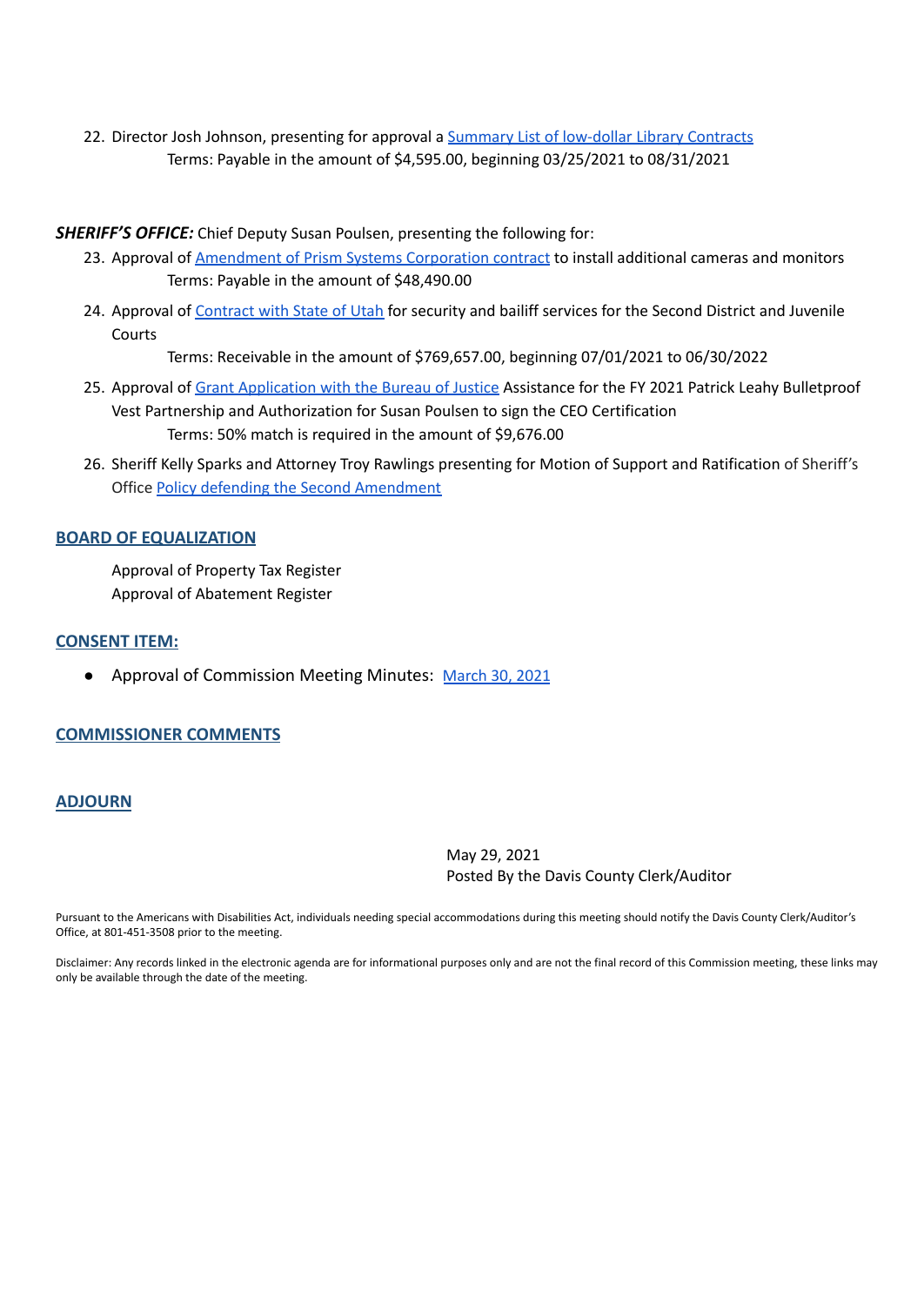22. Director Josh Johnson, presenting for approval a Summary List of low-dollar Library Contracts
    Terms: Payable in the amount of $4,595.00, beginning 03/25/2021 to 08/31/2021

***SHERIFF'S OFFICE:*** Chief Deputy Susan Poulsen, presenting the following for:

23. Approval of Amendment of Prism Systems Corporation contract to install additional cameras and monitors
    Terms: Payable in the amount of $48,490.00
24. Approval of Contract with State of Utah for security and bailiff services for the Second District and Juvenile Courts
    Terms: Receivable in the amount of $769,657.00, beginning 07/01/2021 to 06/30/2022
25. Approval of Grant Application with the Bureau of Justice Assistance for the FY 2021 Patrick Leahy Bulletproof Vest Partnership and Authorization for Susan Poulsen to sign the CEO Certification
    Terms: 50% match is required in the amount of $9,676.00
26. Sheriff Kelly Sparks and Attorney Troy Rawlings presenting for Motion of Support and Ratification of Sheriff's Office Policy defending the Second Amendment

## BOARD OF EQUALIZATION

Approval of Property Tax Register
Approval of Abatement Register

## CONSENT ITEM:

- Approval of Commission Meeting Minutes: March 30, 2021

## COMMISSIONER COMMENTS

## ADJOURN

May 29, 2021
Posted By the Davis County Clerk/Auditor

Pursuant to the Americans with Disabilities Act, individuals needing special accommodations during this meeting should notify the Davis County Clerk/Auditor's Office, at 801-451-3508 prior to the meeting.

Disclaimer: Any records linked in the electronic agenda are for informational purposes only and are not the final record of this Commission meeting, these links may only be available through the date of the meeting.